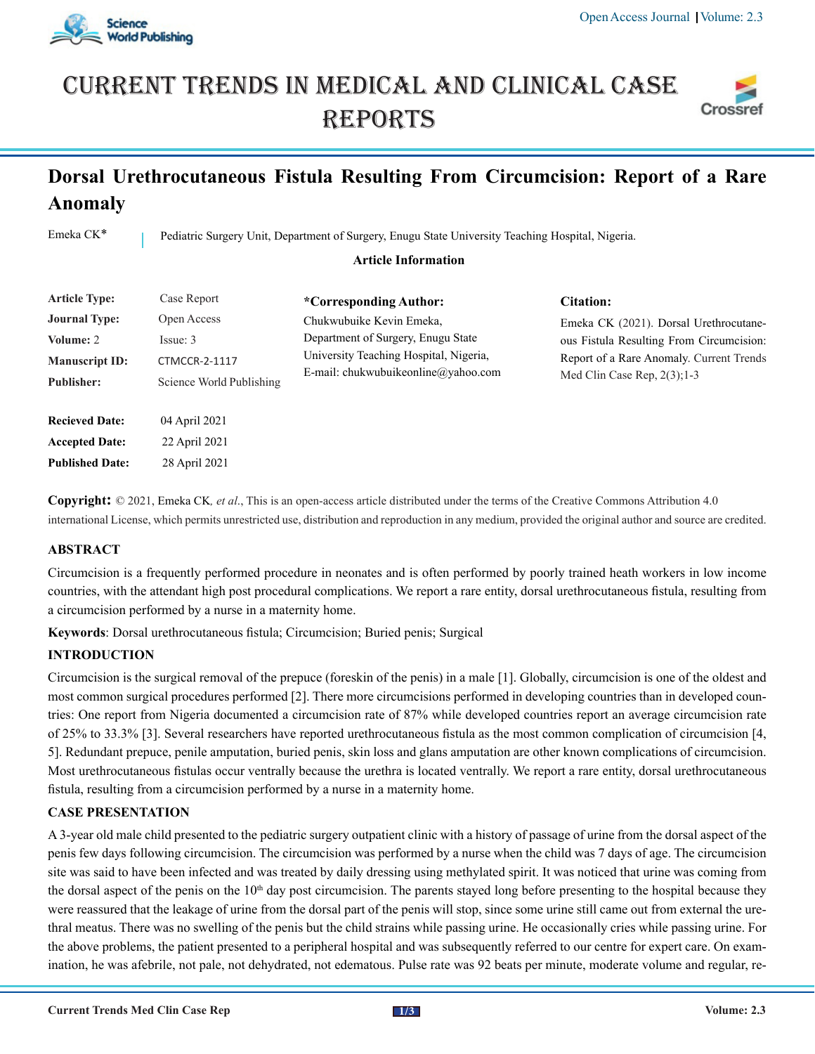# Dorsal Urethrocutaneous Fistula Resulting From Circumcision: Report of a Rare Anomaly

Emeka CK*

Pediatric Surgery Unit, Department of Surgery, Enugu State University Teaching Hospital, Nigeria.

**Article Information**

| | |
|---|---|
| **Article Type:** | Case Report |
| **Journal Type:** | Open Access |
| **Volume:** 2 | Issue: 3 |
| **Manuscript ID:** | CTMCCR-2-1117 |
| **Publisher:** | Science World Publishing |
| **Recieved Date:** | 04 April 2021 |
| **Accepted Date:** | 22 April 2021 |
| **Published Date:** | 28 April 2021 |

**\*Corresponding Author:**
Chukwubuike Kevin Emeka,
Department of Surgery, Enugu State University Teaching Hospital, Nigeria,
E-mail: chukwubuikeonline@yahoo.com

**Citation:**
Emeka CK (2021). Dorsal Urethrocutaneous Fistula Resulting From Circumcision: Report of a Rare Anomaly. Current Trends Med Clin Case Rep, 2(3);1-3

**Copyright:** © 2021, Emeka CK, *et al.*, This is an open-access article distributed under the terms of the Creative Commons Attribution 4.0 international License, which permits unrestricted use, distribution and reproduction in any medium, provided the original author and source are credited.

## ABSTRACT

Circumcision is a frequently performed procedure in neonates and is often performed by poorly trained heath workers in low income countries, with the attendant high post procedural complications. We report a rare entity, dorsal urethrocutaneous fistula, resulting from a circumcision performed by a nurse in a maternity home.

**Keywords**: Dorsal urethrocutaneous fistula; Circumcision; Buried penis; Surgical

## INTRODUCTION

Circumcision is the surgical removal of the prepuce (foreskin of the penis) in a male [1]. Globally, circumcision is one of the oldest and most common surgical procedures performed [2]. There more circumcisions performed in developing countries than in developed countries: One report from Nigeria documented a circumcision rate of 87% while developed countries report an average circumcision rate of 25% to 33.3% [3]. Several researchers have reported urethrocutaneous fistula as the most common complication of circumcision [4, 5]. Redundant prepuce, penile amputation, buried penis, skin loss and glans amputation are other known complications of circumcision. Most urethrocutaneous fistulas occur ventrally because the urethra is located ventrally. We report a rare entity, dorsal urethrocutaneous fistula, resulting from a circumcision performed by a nurse in a maternity home.

## CASE PRESENTATION

A 3-year old male child presented to the pediatric surgery outpatient clinic with a history of passage of urine from the dorsal aspect of the penis few days following circumcision. The circumcision was performed by a nurse when the child was 7 days of age. The circumcision site was said to have been infected and was treated by daily dressing using methylated spirit. It was noticed that urine was coming from the dorsal aspect of the penis on the 10th day post circumcision. The parents stayed long before presenting to the hospital because they were reassured that the leakage of urine from the dorsal part of the penis will stop, since some urine still came out from external the urethral meatus. There was no swelling of the penis but the child strains while passing urine. He occasionally cries while passing urine. For the above problems, the patient presented to a peripheral hospital and was subsequently referred to our centre for expert care. On examination, he was afebrile, not pale, not dehydrated, not edematous. Pulse rate was 92 beats per minute, moderate volume and regular, re-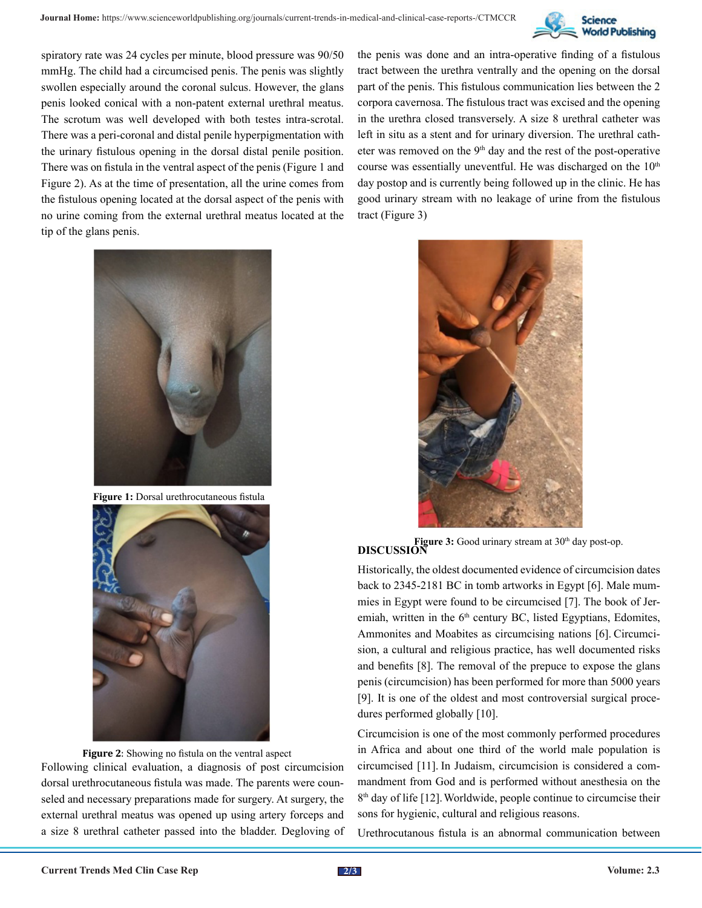spiratory rate was 24 cycles per minute, blood pressure was 90/50 mmHg. The child had a circumcised penis. The penis was slightly swollen especially around the coronal sulcus. However, the glans penis looked conical with a non-patent external urethral meatus. The scrotum was well developed with both testes intra-scrotal. There was a peri-coronal and distal penile hyperpigmentation with the urinary fistulous opening in the dorsal distal penile position. There was on fistula in the ventral aspect of the penis (Figure 1 and Figure 2). As at the time of presentation, all the urine comes from the fistulous opening located at the dorsal aspect of the penis with no urine coming from the external urethral meatus located at the tip of the glans penis.

**Figure 1:** Dorsal urethrocutaneous fistula

**Figure 2**: Showing no fistula on the ventral aspect

Following clinical evaluation, a diagnosis of post circumcision dorsal urethrocutaneous fistula was made. The parents were counseled and necessary preparations made for surgery. At surgery, the external urethral meatus was opened up using artery forceps and a size 8 urethral catheter passed into the bladder. Degloving of the penis was done and an intra-operative finding of a fistulous tract between the urethra ventrally and the opening on the dorsal part of the penis. This fistulous communication lies between the 2 corpora cavernosa. The fistulous tract was excised and the opening in the urethra closed transversely. A size 8 urethral catheter was left in situ as a stent and for urinary diversion. The urethral catheter was removed on the 9th day and the rest of the post-operative course was essentially uneventful. He was discharged on the 10th day postop and is currently being followed up in the clinic. He has good urinary stream with no leakage of urine from the fistulous tract (Figure 3)

**Figure 3:** Good urinary stream at 30th day post-op.

## DISCUSSION

Historically, the oldest documented evidence of circumcision dates back to 2345-2181 BC in tomb artworks in Egypt [6]. Male mummies in Egypt were found to be circumcised [7]. The book of Jeremiah, written in the 6th century BC, listed Egyptians, Edomites, Ammonites and Moabites as circumcising nations [6]. Circumcision, a cultural and religious practice, has well documented risks and benefits [8]. The removal of the prepuce to expose the glans penis (circumcision) has been performed for more than 5000 years [9]. It is one of the oldest and most controversial surgical procedures performed globally [10].

Circumcision is one of the most commonly performed procedures in Africa and about one third of the world male population is circumcised [11]. In Judaism, circumcision is considered a commandment from God and is performed without anesthesia on the 8th day of life [12]. Worldwide, people continue to circumcise their sons for hygienic, cultural and religious reasons.

Urethrocutanous fistula is an abnormal communication between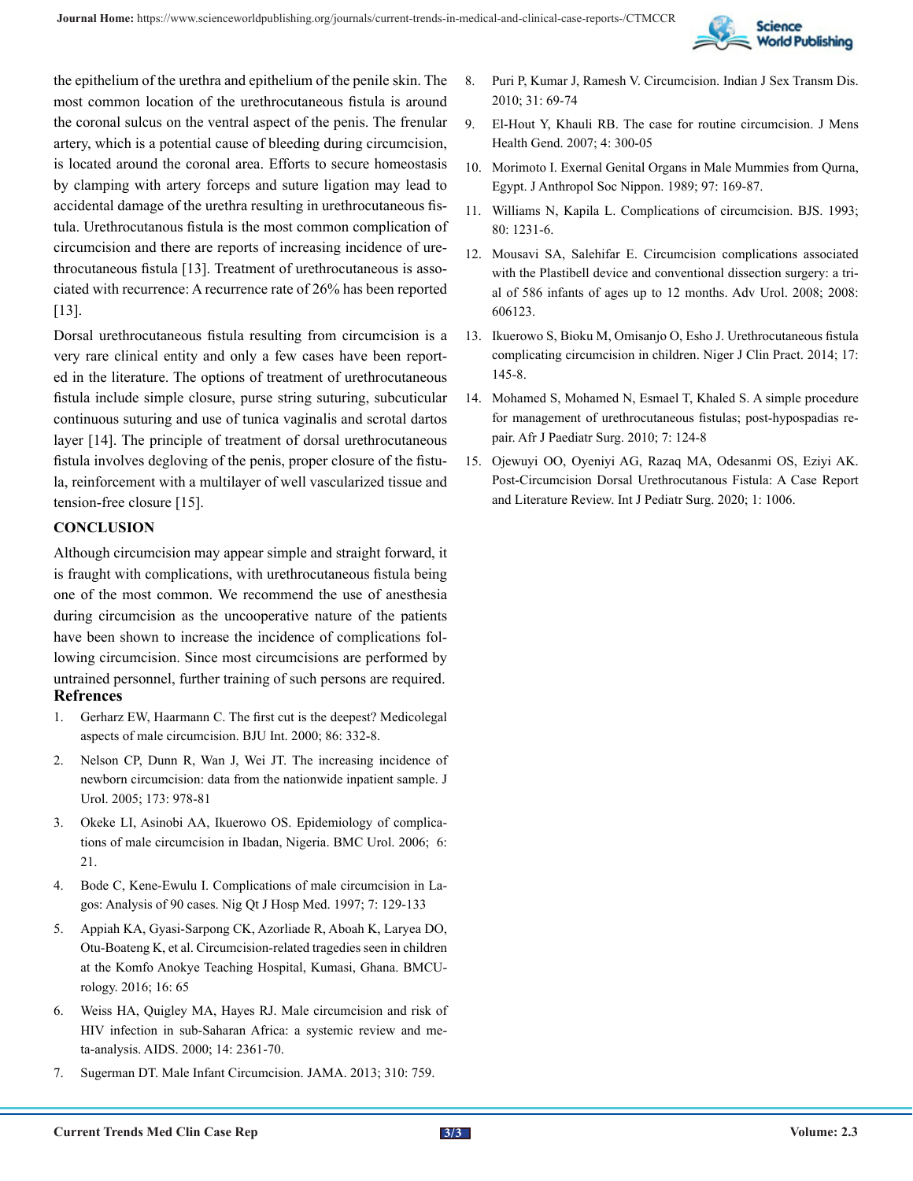the epithelium of the urethra and epithelium of the penile skin. The most common location of the urethrocutaneous fistula is around the coronal sulcus on the ventral aspect of the penis. The frenular artery, which is a potential cause of bleeding during circumcision, is located around the coronal area. Efforts to secure homeostasis by clamping with artery forceps and suture ligation may lead to accidental damage of the urethra resulting in urethrocutaneous fistula. Urethrocutanous fistula is the most common complication of circumcision and there are reports of increasing incidence of urethrocutaneous fistula [13]. Treatment of urethrocutaneous is associated with recurrence: A recurrence rate of 26% has been reported [13].

Dorsal urethrocutaneous fistula resulting from circumcision is a very rare clinical entity and only a few cases have been reported in the literature. The options of treatment of urethrocutaneous fistula include simple closure, purse string suturing, subcuticular continuous suturing and use of tunica vaginalis and scrotal dartos layer [14]. The principle of treatment of dorsal urethrocutaneous fistula involves degloving of the penis, proper closure of the fistula, reinforcement with a multilayer of well vascularized tissue and tension-free closure [15].

## CONCLUSION

Although circumcision may appear simple and straight forward, it is fraught with complications, with urethrocutaneous fistula being one of the most common. We recommend the use of anesthesia during circumcision as the uncooperative nature of the patients have been shown to increase the incidence of complications following circumcision. Since most circumcisions are performed by untrained personnel, further training of such persons are required.

## Refrences

1. Gerharz EW, Haarmann C. The first cut is the deepest? Medicolegal aspects of male circumcision. BJU Int. 2000; 86: 332-8.
2. Nelson CP, Dunn R, Wan J, Wei JT. The increasing incidence of newborn circumcision: data from the nationwide inpatient sample. J Urol. 2005; 173: 978-81
3. Okeke LI, Asinobi AA, Ikuerowo OS. Epidemiology of complications of male circumcision in Ibadan, Nigeria. BMC Urol. 2006; 6: 21.
4. Bode C, Kene-Ewulu I. Complications of male circumcision in Lagos: Analysis of 90 cases. Nig Qt J Hosp Med. 1997; 7: 129-133
5. Appiah KA, Gyasi-Sarpong CK, Azorliade R, Aboah K, Laryea DO, Otu-Boateng K, et al. Circumcision-related tragedies seen in children at the Komfo Anokye Teaching Hospital, Kumasi, Ghana. BMCUrology. 2016; 16: 65
6. Weiss HA, Quigley MA, Hayes RJ. Male circumcision and risk of HIV infection in sub-Saharan Africa: a systemic review and meta-analysis. AIDS. 2000; 14: 2361-70.
7. Sugerman DT. Male Infant Circumcision. JAMA. 2013; 310: 759.
8. Puri P, Kumar J, Ramesh V. Circumcision. Indian J Sex Transm Dis. 2010; 31: 69-74
9. El-Hout Y, Khauli RB. The case for routine circumcision. J Mens Health Gend. 2007; 4: 300-05
10. Morimoto I. Exernal Genital Organs in Male Mummies from Qurna, Egypt. J Anthropol Soc Nippon. 1989; 97: 169-87.
11. Williams N, Kapila L. Complications of circumcision. BJS. 1993; 80: 1231-6.
12. Mousavi SA, Salehifar E. Circumcision complications associated with the Plastibell device and conventional dissection surgery: a trial of 586 infants of ages up to 12 months. Adv Urol. 2008; 2008: 606123.
13. Ikuerowo S, Bioku M, Omisanjo O, Esho J. Urethrocutaneous fistula complicating circumcision in children. Niger J Clin Pract. 2014; 17: 145-8.
14. Mohamed S, Mohamed N, Esmael T, Khaled S. A simple procedure for management of urethrocutaneous fistulas; post-hypospadias repair. Afr J Paediatr Surg. 2010; 7: 124-8
15. Ojewuyi OO, Oyeniyi AG, Razaq MA, Odesanmi OS, Eziyi AK. Post-Circumcision Dorsal Urethrocutanous Fistula: A Case Report and Literature Review. Int J Pediatr Surg. 2020; 1: 1006.